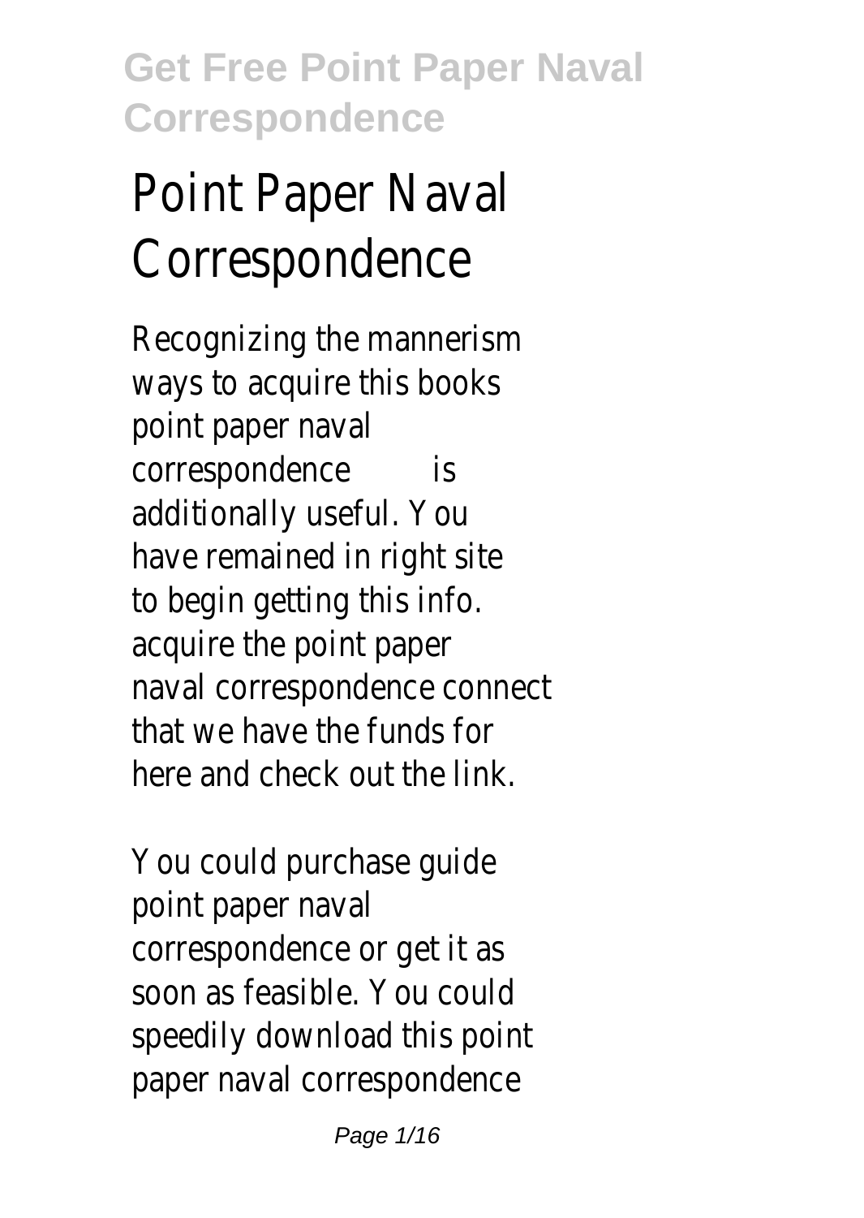# Point Paper Naval Correspondence

Recognizing the mannerism ways to acquire this books **point paper naval correspondence** is additionally useful. You have remained in right site to begin getting this info. acquire the point paper naval correspondence connect that we have the funds for here and check out the link.

You could purchase guide point paper naval correspondence or get it as soon as feasible. You could speedily download this point paper naval correspondence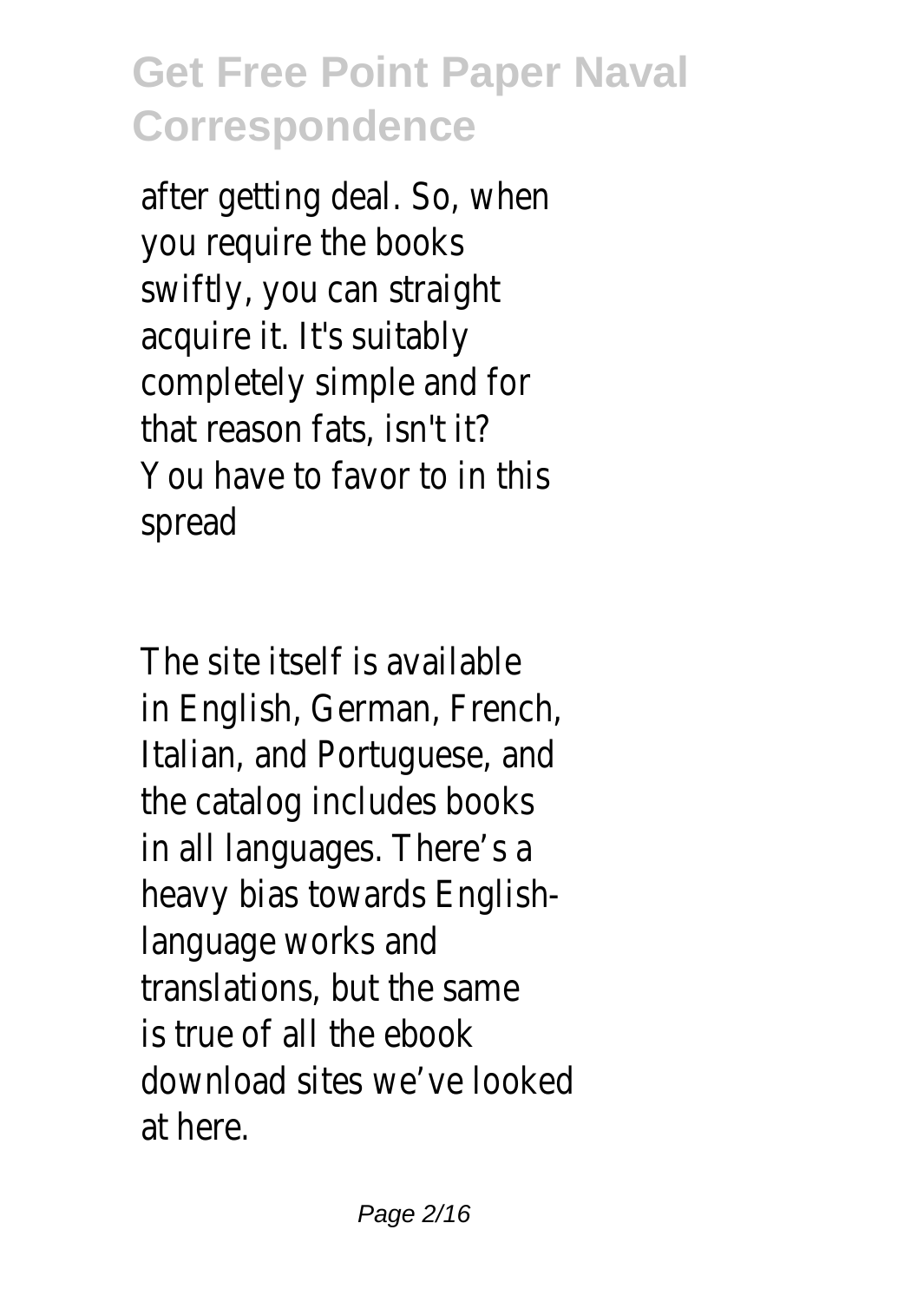after getting deal. So, when you require the books swiftly, you can straight acquire it. It's suitably completely simple and for that reason fats, isn't it? You have to favor to in this spread

The site itself is available in English, German, French, Italian, and Portuguese, and the catalog includes books in all languages. There's a heavy bias towards English-language works and translations, but the same is true of all the ebook download sites we've looked at here.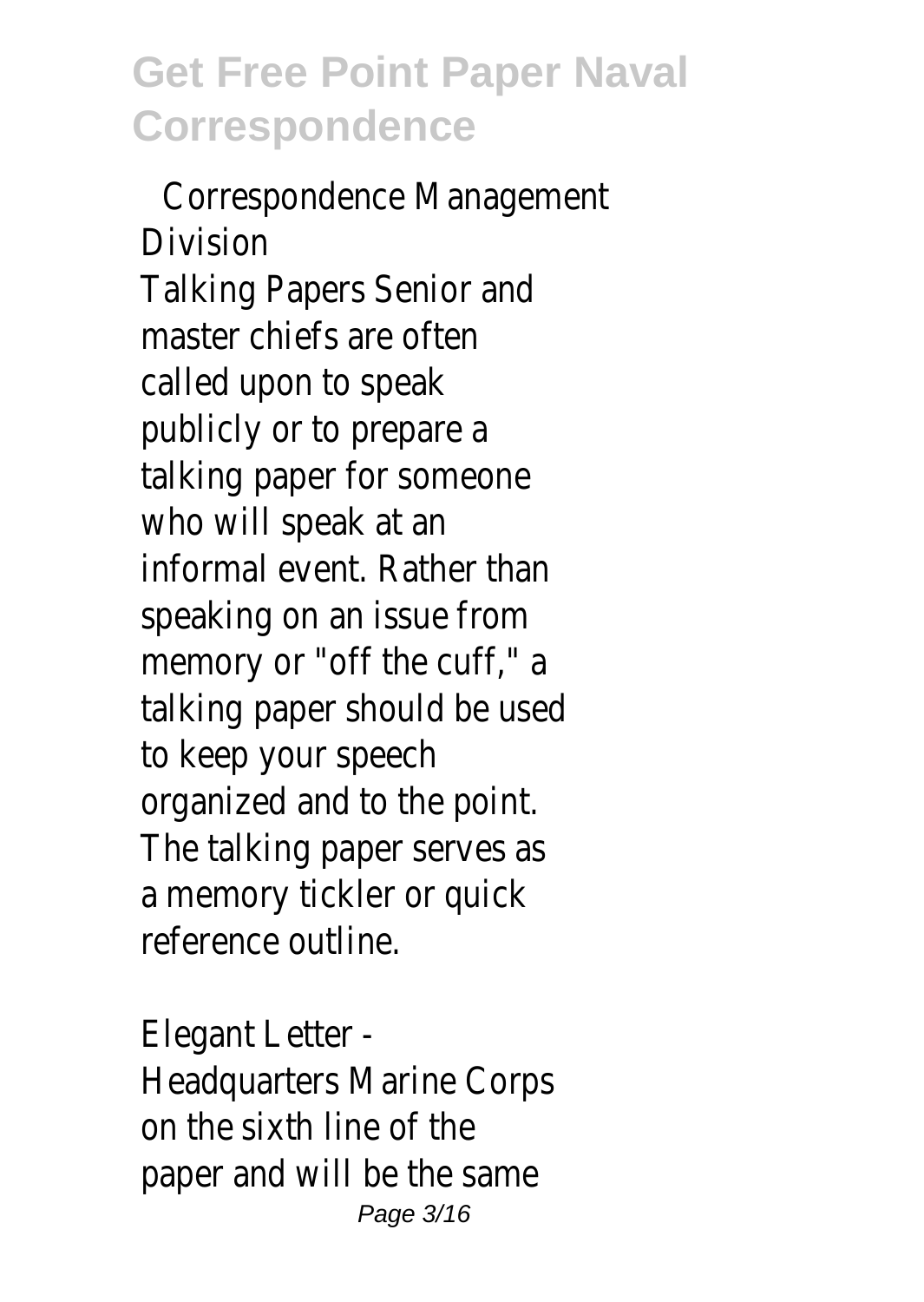Correspondence Management Division

Talking Papers Senior and master chiefs are often called upon to speak publicly or to prepare a talking paper for someone who will speak at an informal event. Rather than speaking on an issue from memory or "off the cuff," a talking paper should be used to keep your speech organized and to the point. The talking paper serves as a memory tickler or quick reference outline.

Elegant Letter - Headquarters Marine Corps on the sixth line of the paper and will be the same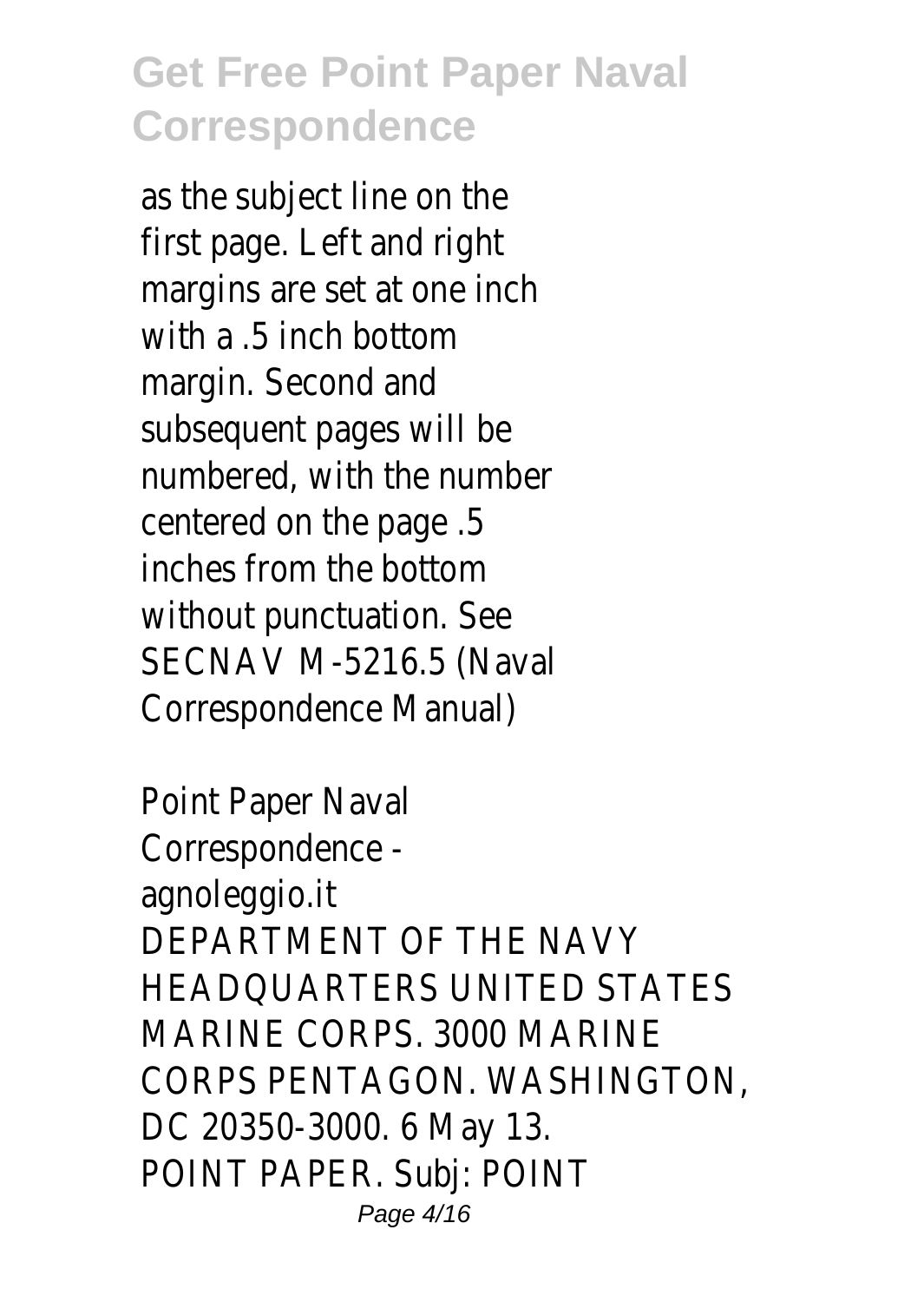as the subject line on the first page. Left and right margins are set at one inch with a .5 inch bottom margin. Second and subsequent pages will be numbered, with the number centered on the page .5 inches from the bottom without punctuation. See SECNAV M-5216.5 (Naval Correspondence Manual)

Point Paper Naval Correspondence - agnoleggio.it

DEPARTMENT OF THE NAVY HEADQUARTERS UNITED STATES MARINE CORPS. 3000 MARINE CORPS PENTAGON. WASHINGTON, DC 20350-3000. 6 May 13. POINT PAPER. Subj: POINT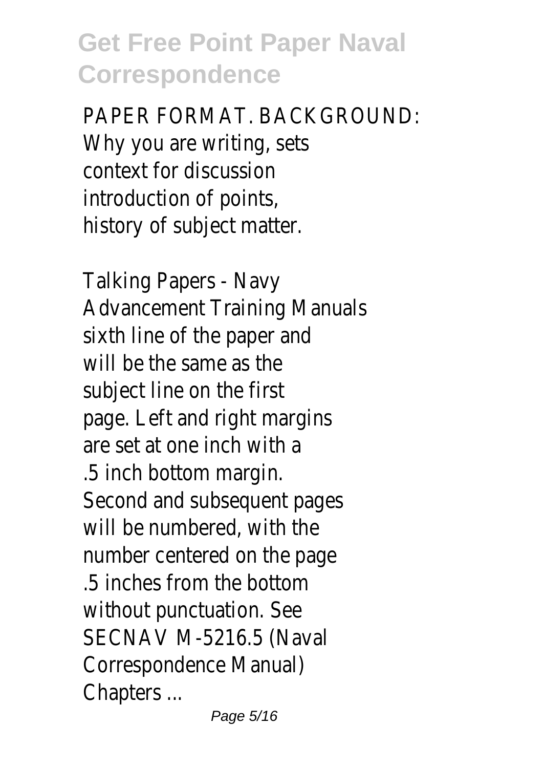PAPER FORMAT. BACKGROUND: Why you are writing, sets context for discussion introduction of points, history of subject matter.

Talking Papers - Navy Advancement Training Manuals sixth line of the paper and will be the same as the subject line on the first page. Left and right margins are set at one inch with a .5 inch bottom margin. Second and subsequent pages will be numbered, with the number centered on the page .5 inches from the bottom without punctuation. See SECNAV M-5216.5 (Naval Correspondence Manual) Chapters ...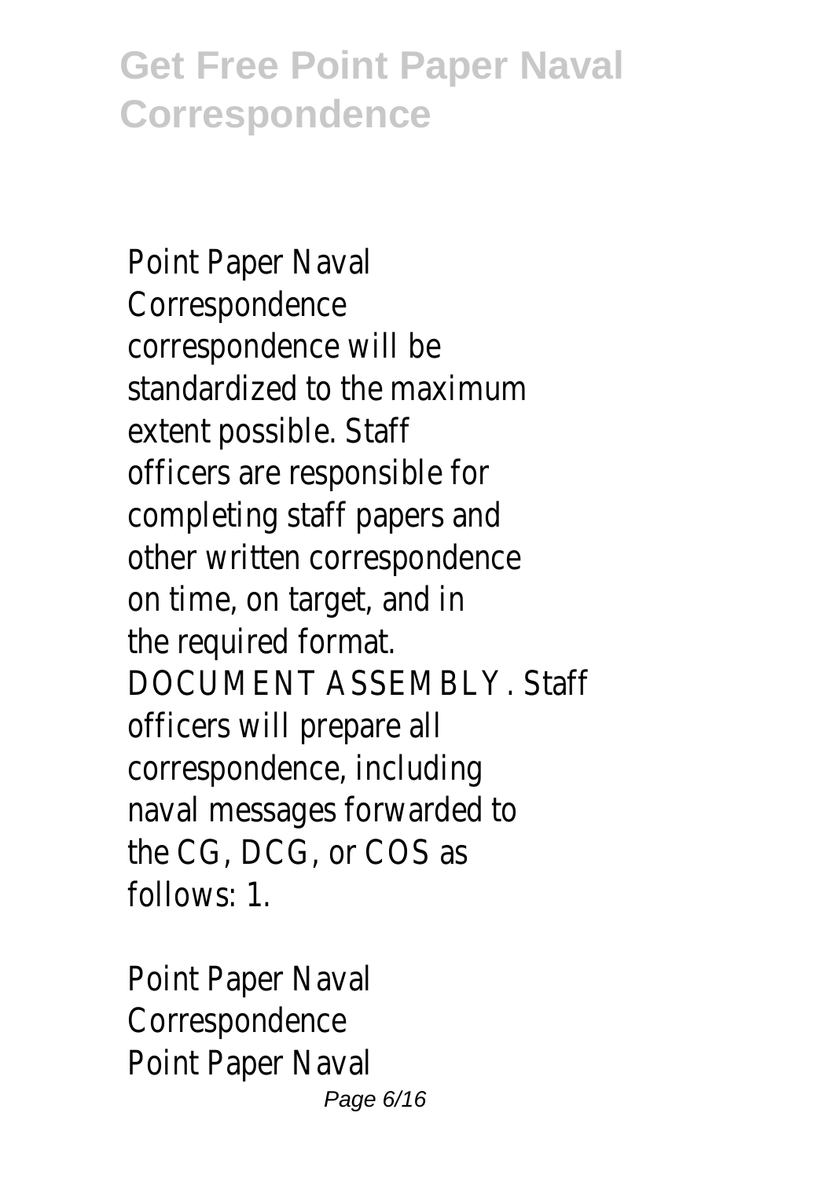Point Paper Naval Correspondence
correspondence will be standardized to the maximum extent possible. Staff officers are responsible for completing staff papers and other written correspondence on time, on target, and in the required format. DOCUMENT ASSEMBLY. Staff officers will prepare all correspondence, including naval messages forwarded to the CG, DCG, or COS as follows: 1.

Point Paper Naval Correspondence
Point Paper Naval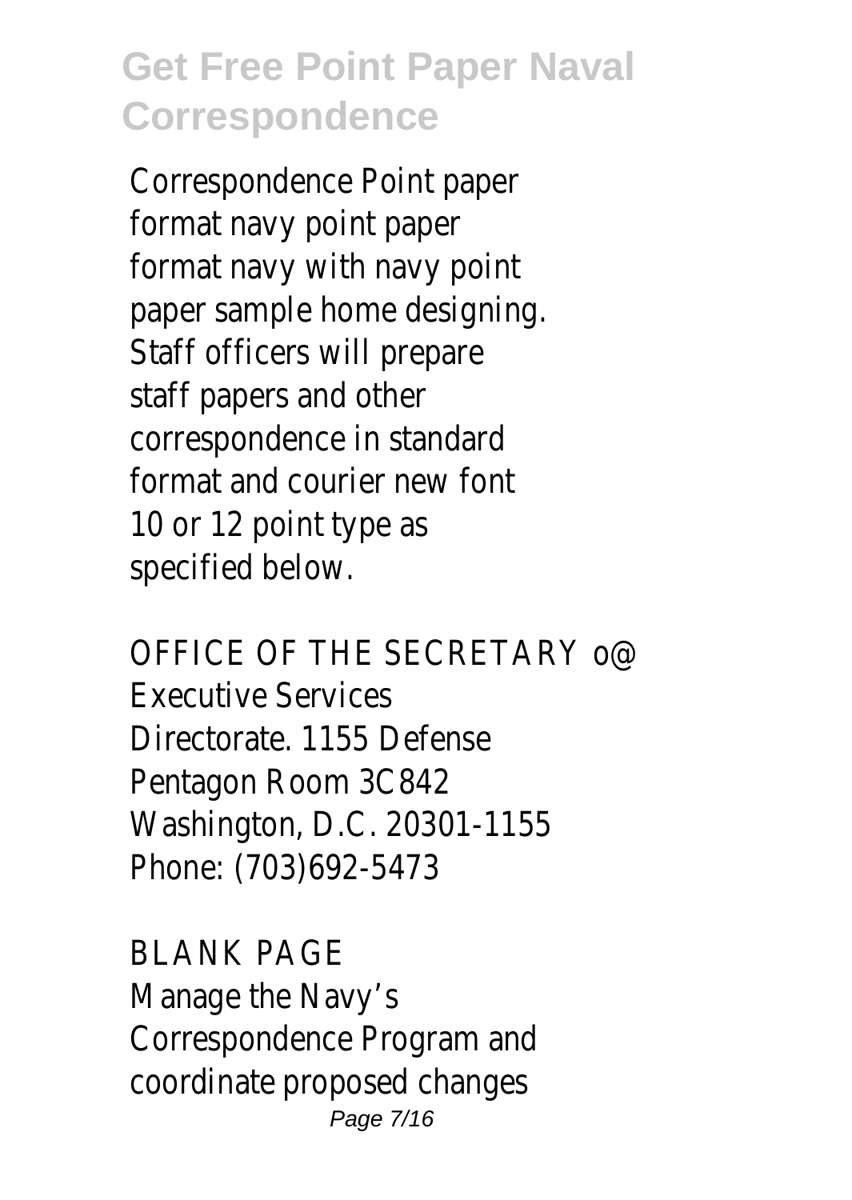Correspondence Point paper format navy point paper format navy with navy point paper sample home designing. Staff officers will prepare staff papers and other correspondence in standard format and courier new font 10 or 12 point type as specified below.

OFFICE OF THE SECRETARY o@ Executive Services Directorate. 1155 Defense Pentagon Room 3C842 Washington, D.C. 20301-1155 Phone: (703)692-5473

BLANK PAGE Manage the Navy's Correspondence Program and coordinate proposed changes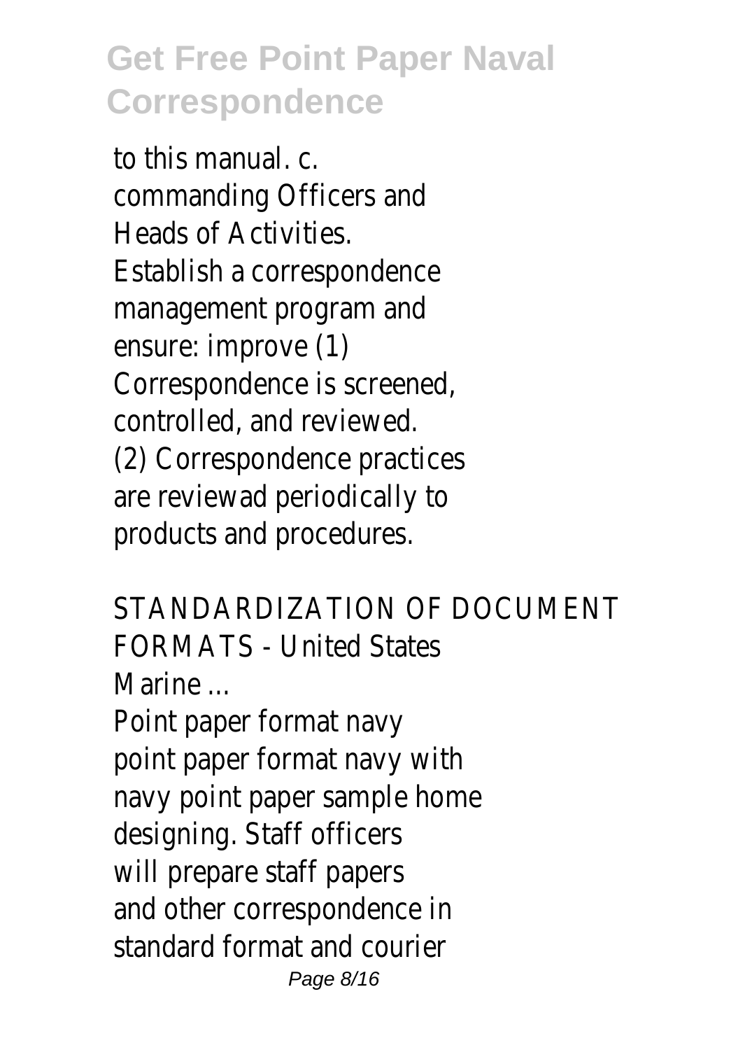to this manual. c. commanding Officers and Heads of Activities. Establish a correspondence management program and ensure: improve (1) Correspondence is screened, controlled, and reviewed. (2) Correspondence practices are reviewad periodically to products and procedures.

STANDARDIZATION OF DOCUMENT FORMATS - United States Marine ...

Point paper format navy point paper format navy with navy point paper sample home designing. Staff officers will prepare staff papers and other correspondence in standard format and courier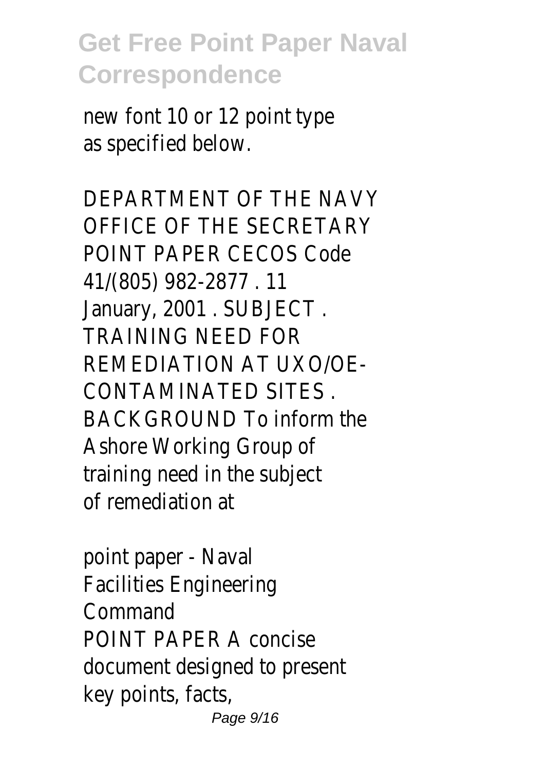new font 10 or 12 point type as specified below.

DEPARTMENT OF THE NAVY OFFICE OF THE SECRETARY POINT PAPER CECOS Code 41/(805) 982-2877 . 11 January, 2001 . SUBJECT . TRAINING NEED FOR REMEDIATION AT UXO/OE-CONTAMINATED SITES . BACKGROUND To inform the Ashore Working Group of training need in the subject of remediation at

point paper - Naval Facilities Engineering Command

POINT PAPER A concise document designed to present key points, facts,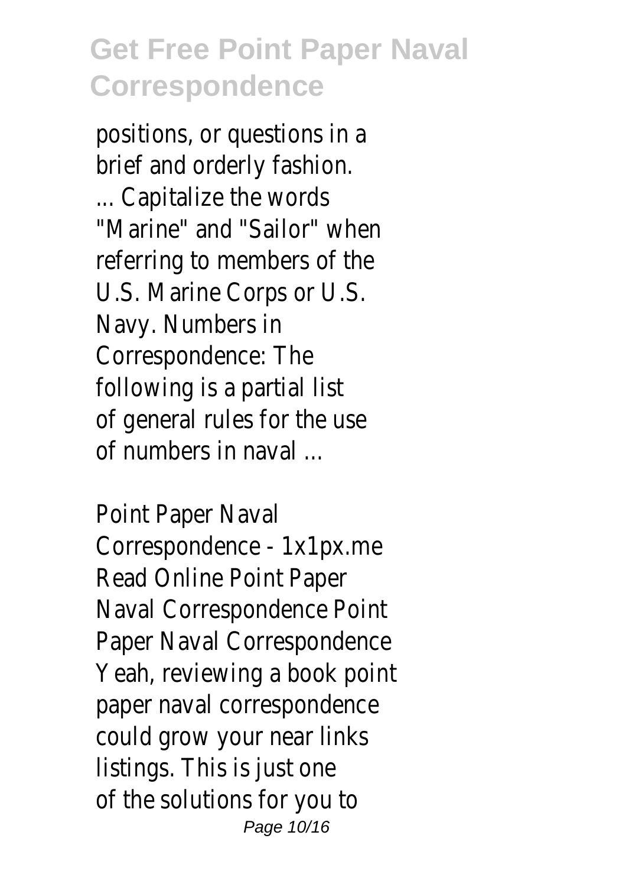positions, or questions in a brief and orderly fashion. ... Capitalize the words "Marine" and "Sailor" when referring to members of the U.S. Marine Corps or U.S. Navy. Numbers in Correspondence: The following is a partial list of general rules for the use of numbers in naval ...

Point Paper Naval Correspondence - 1x1px.me
Read Online Point Paper Naval Correspondence Point Paper Naval Correspondence Yeah, reviewing a book point paper naval correspondence could grow your near links listings. This is just one of the solutions for you to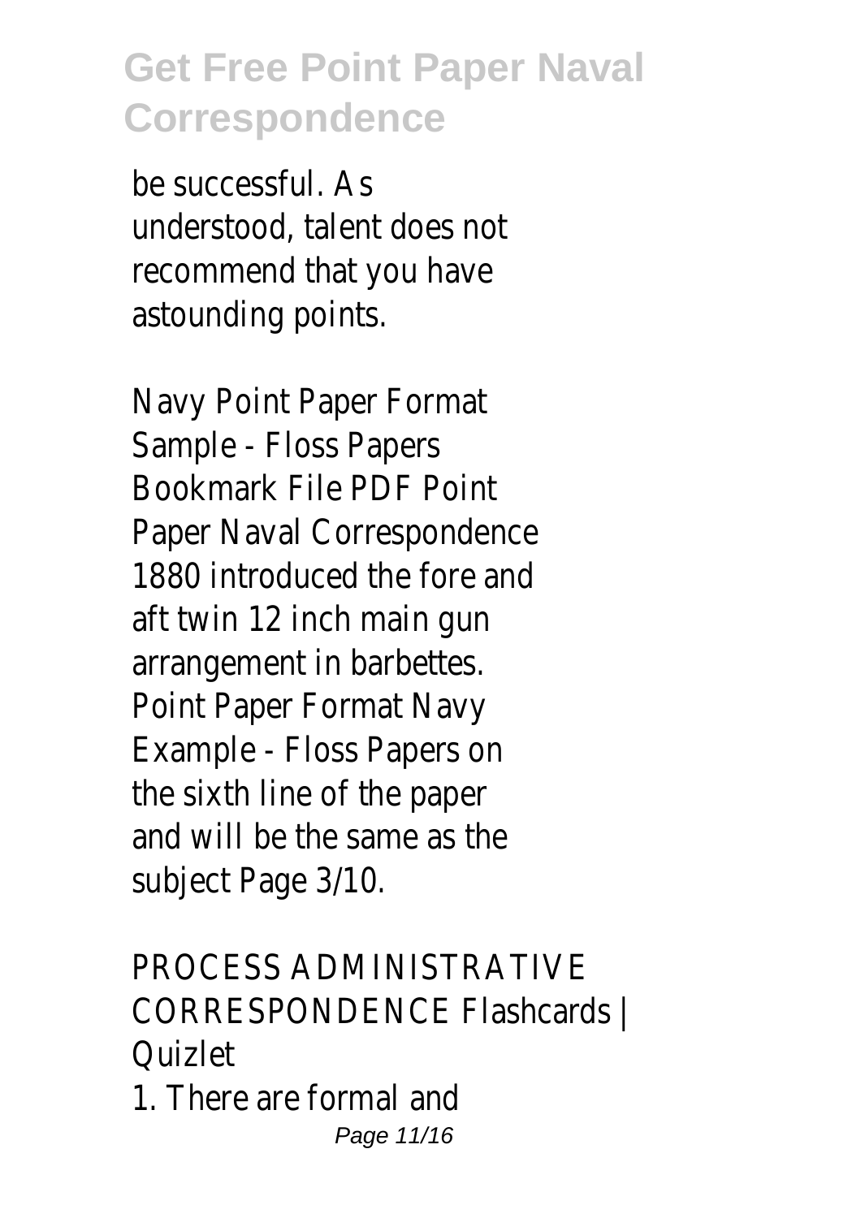be successful. As understood, talent does not recommend that you have astounding points.

Navy Point Paper Format Sample - Floss Papers
Bookmark File PDF Point Paper Naval Correspondence 1880 introduced the fore and aft twin 12 inch main gun arrangement in barbettes. Point Paper Format Navy Example - Floss Papers on the sixth line of the paper and will be the same as the subject Page 3/10.

PROCESS ADMINISTRATIVE CORRESPONDENCE Flashcards | Quizlet
1. There are formal and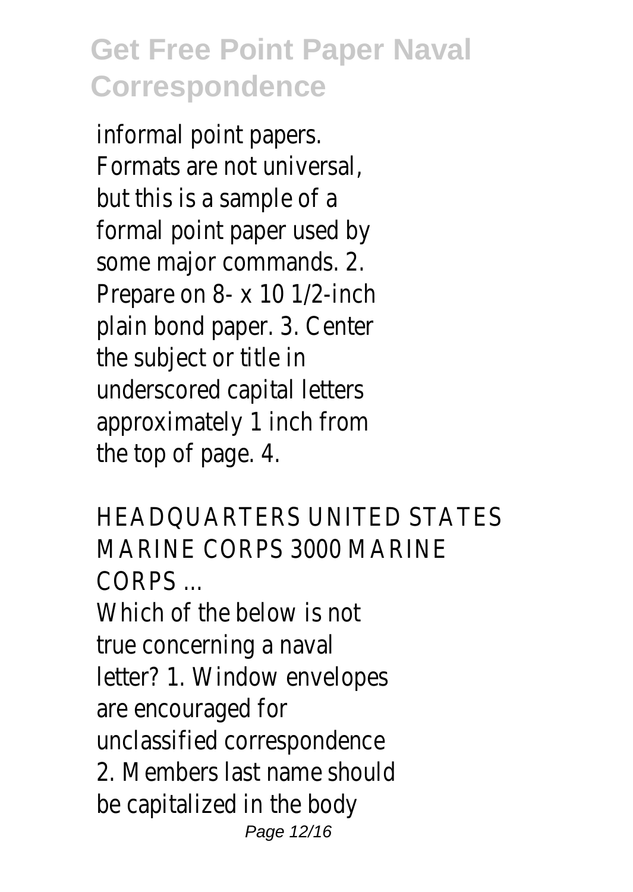informal point papers. Formats are not universal, but this is a sample of a formal point paper used by some major commands. 2. Prepare on 8- x 10 1/2-inch plain bond paper. 3. Center the subject or title in underscored capital letters approximately 1 inch from the top of page. 4.

HEADQUARTERS UNITED STATES MARINE CORPS 3000 MARINE CORPS ...

Which of the below is not true concerning a naval letter? 1. Window envelopes are encouraged for unclassified correspondence 2. Members last name should be capitalized in the body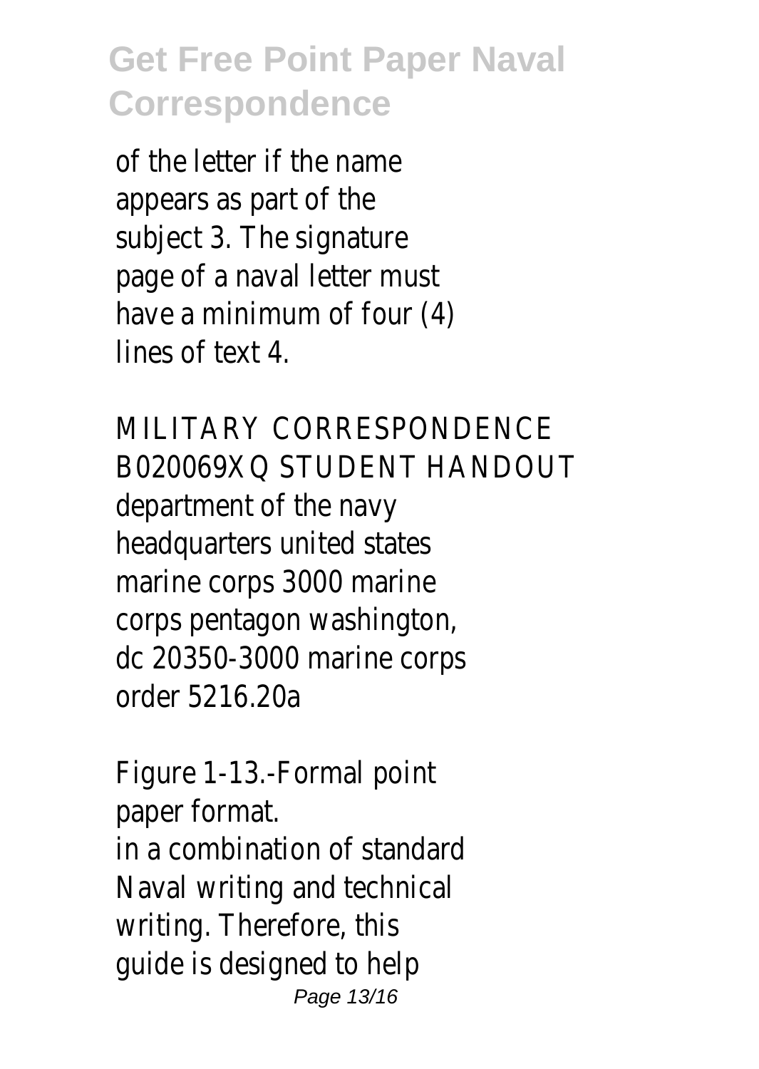of the letter if the name appears as part of the subject 3. The signature page of a naval letter must have a minimum of four (4) lines of text 4.

MILITARY CORRESPONDENCE B020069XQ STUDENT HANDOUT
department of the navy headquarters united states marine corps 3000 marine corps pentagon washington, dc 20350-3000 marine corps order 5216.20a

Figure 1-13.-Formal point paper format.
in a combination of standard Naval writing and technical writing. Therefore, this guide is designed to help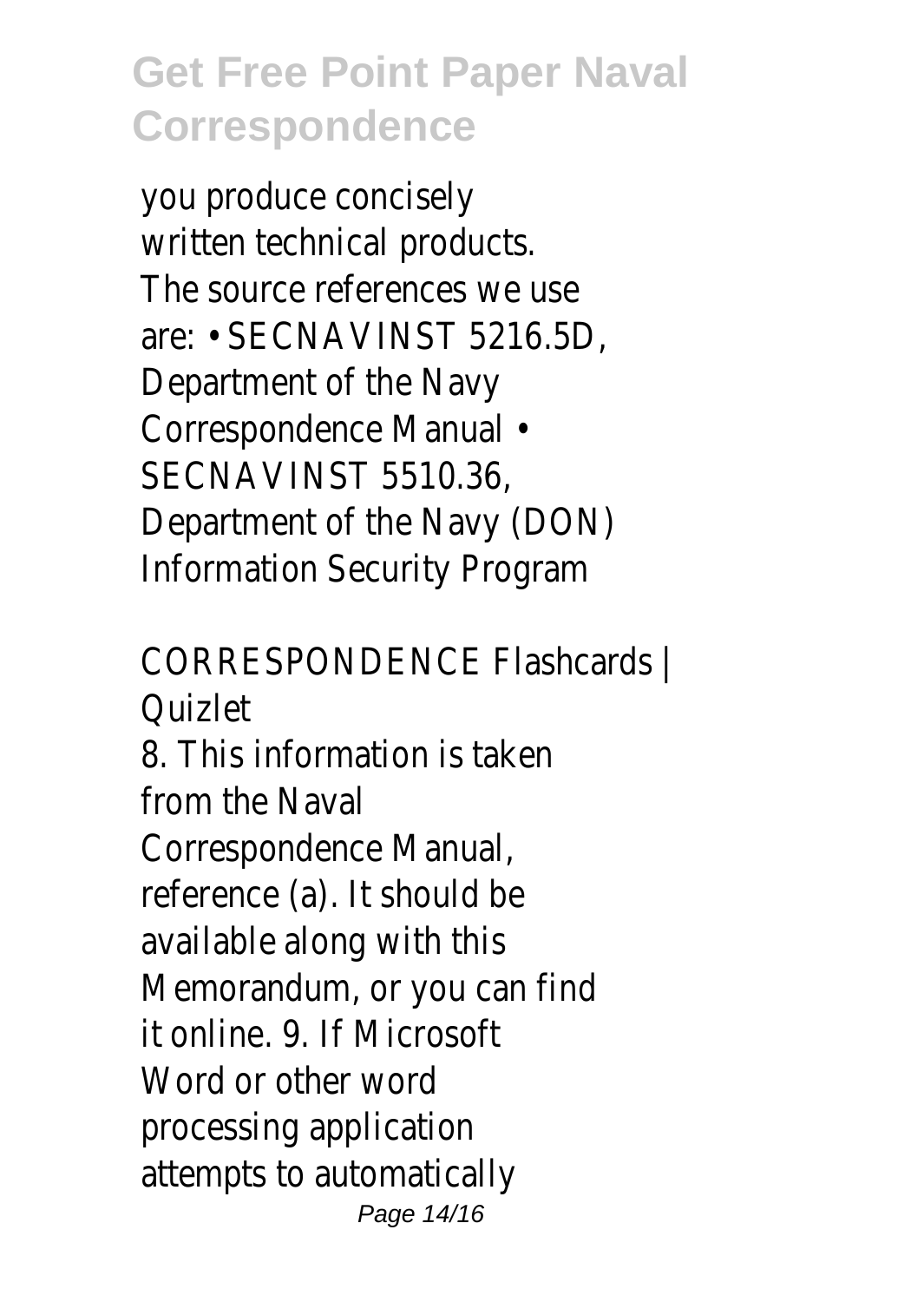you produce concisely written technical products. The source references we use are: • SECNAVINST 5216.5D, Department of the Navy Correspondence Manual • SECNAVINST 5510.36, Department of the Navy (DON) Information Security Program

## CORRESPONDENCE Flashcards | Quizlet

8. This information is taken from the Naval Correspondence Manual, reference (a). It should be available along with this Memorandum, or you can find it online. 9. If Microsoft Word or other word processing application attempts to automatically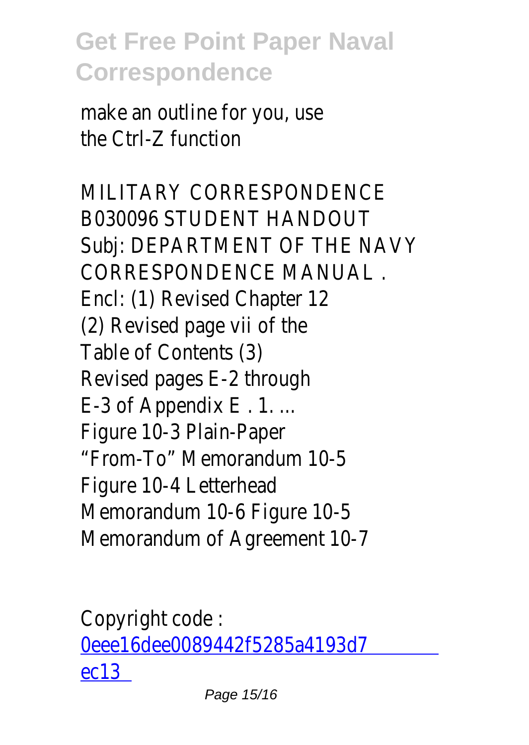make an outline for you, use the Ctrl-Z function

MILITARY CORRESPONDENCE B030096 STUDENT HANDOUT Subj: DEPARTMENT OF THE NAVY CORRESPONDENCE MANUAL . Encl: (1) Revised Chapter 12 (2) Revised page vii of the Table of Contents (3) Revised pages E-2 through E-3 of Appendix E . 1. ... Figure 10-3 Plain-Paper "From-To" Memorandum 10-5 Figure 10-4 Letterhead Memorandum 10-6 Figure 10-5 Memorandum of Agreement 10-7

Copyright code : 0eee16dee0089442f5285a4193d7ec13